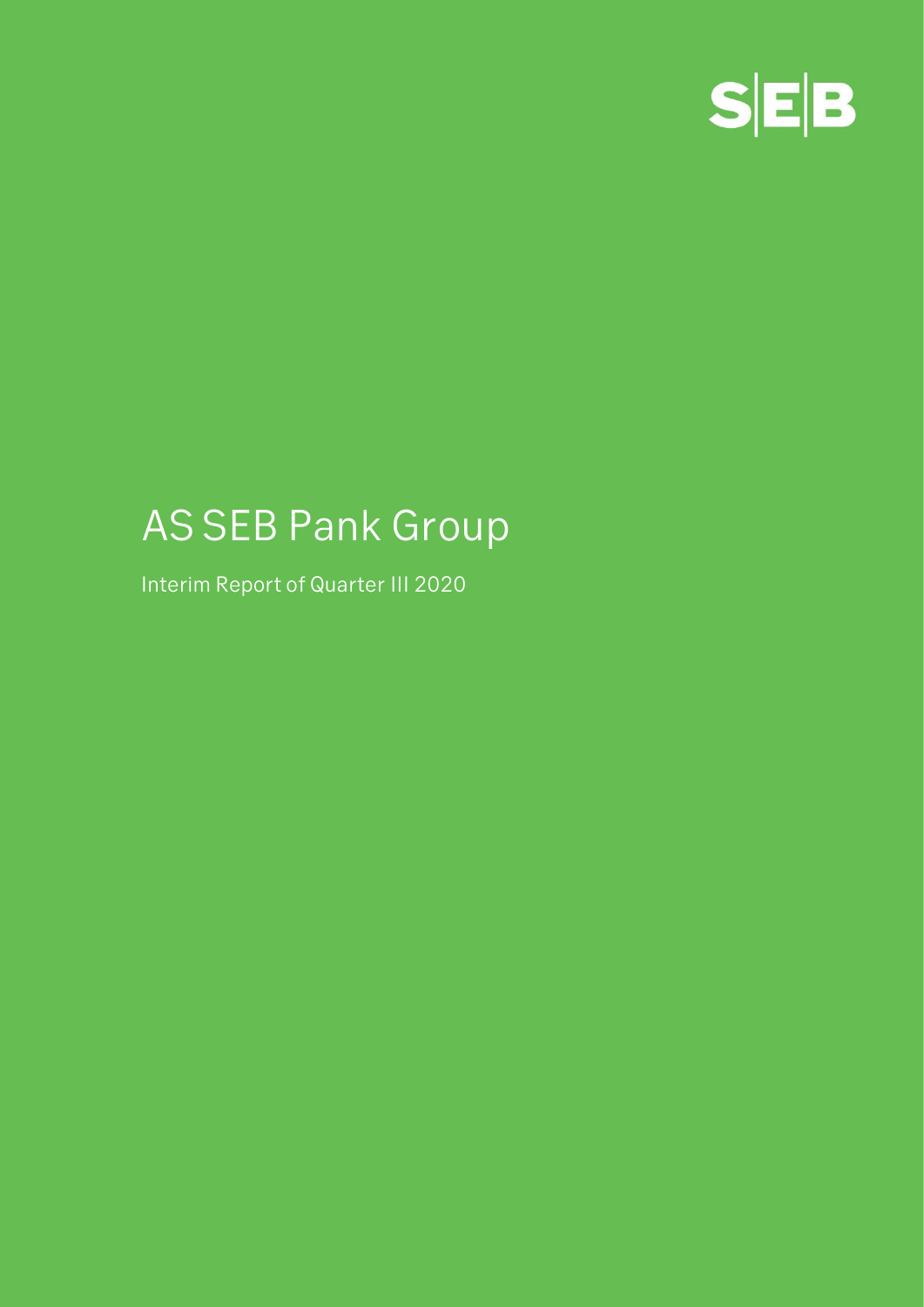SEB

# AS SEB Pank Group

Interim Report of Quarter III 2020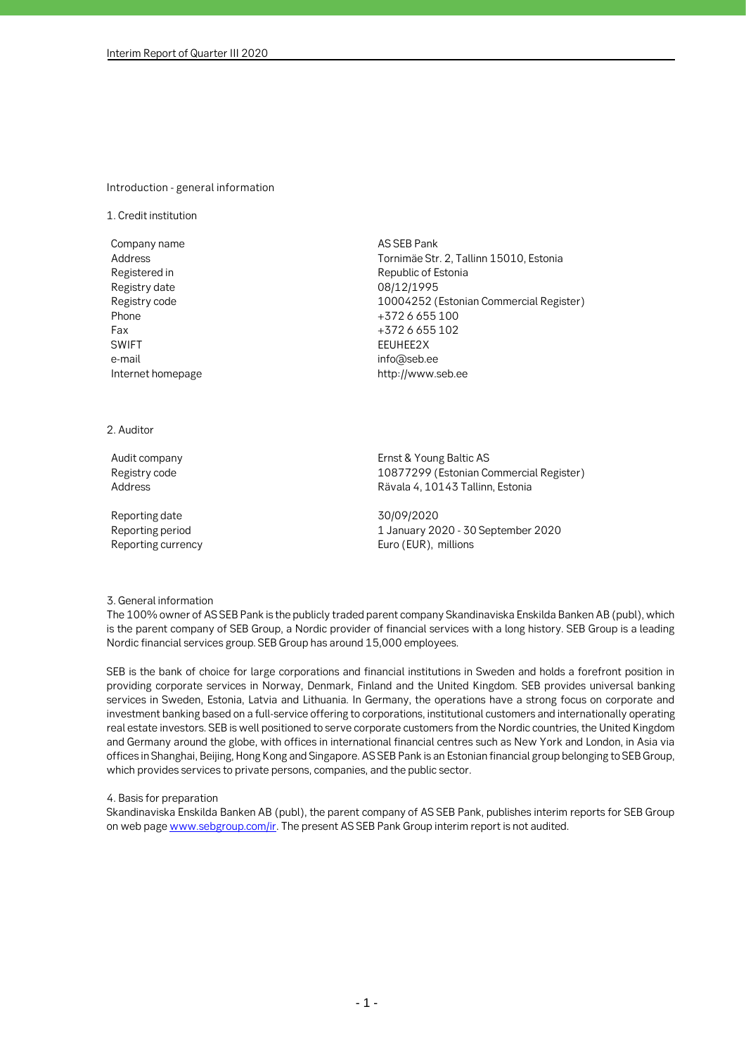## Introduction - general information

### 1. Credit institution

| | |
|---|---|
| Company name | AS SEB Pank |
| Address | Tornimäe Str. 2, Tallinn 15010, Estonia |
| Registered in | Republic of Estonia |
| Registry date | 08/12/1995 |
| Registry code | 10004252 (Estonian Commercial Register) |
| Phone | +372 6 655 100 |
| Fax | +372 6 655 102 |
| SWIFT | EEUHEE2X |
| e-mail | info@seb.ee |
| Internet homepage | http://www.seb.ee |

### 2. Auditor

| | |
|---|---|
| Audit company | Ernst & Young Baltic AS |
| Registry code | 10877299 (Estonian Commercial Register) |
| Address | Rävala 4, 10143 Tallinn, Estonia |
| Reporting date | 30/09/2020 |
| Reporting period | 1 January 2020 - 30 September 2020 |
| Reporting currency | Euro (EUR), millions |

### 3. General information

The 100% owner of AS SEB Pank is the publicly traded parent company Skandinaviska Enskilda Banken AB (publ), which is the parent company of SEB Group, a Nordic provider of financial services with a long history. SEB Group is a leading Nordic financial services group. SEB Group has around 15,000 employees.

SEB is the bank of choice for large corporations and financial institutions in Sweden and holds a forefront position in providing corporate services in Norway, Denmark, Finland and the United Kingdom. SEB provides universal banking services in Sweden, Estonia, Latvia and Lithuania. In Germany, the operations have a strong focus on corporate and investment banking based on a full-service offering to corporations, institutional customers and internationally operating real estate investors. SEB is well positioned to serve corporate customers from the Nordic countries, the United Kingdom and Germany around the globe, with offices in international financial centres such as New York and London, in Asia via offices in Shanghai, Beijing, Hong Kong and Singapore. AS SEB Pank is an Estonian financial group belonging to SEB Group, which provides services to private persons, companies, and the public sector.

### 4. Basis for preparation

Skandinaviska Enskilda Banken AB (publ), the parent company of AS SEB Pank, publishes interim reports for SEB Group on web page www.sebgroup.com/ir. The present AS SEB Pank Group interim report is not audited.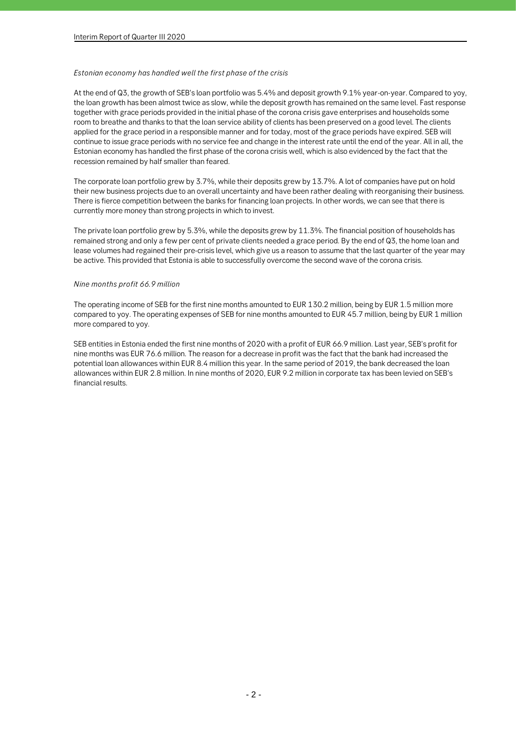*Estonian economy has handled well the first phase of the crisis*

At the end of Q3, the growth of SEB's loan portfolio was 5.4% and deposit growth 9.1% year-on-year. Compared to yoy, the loan growth has been almost twice as slow, while the deposit growth has remained on the same level. Fast response together with grace periods provided in the initial phase of the corona crisis gave enterprises and households some room to breathe and thanks to that the loan service ability of clients has been preserved on a good level. The clients applied for the grace period in a responsible manner and for today, most of the grace periods have expired. SEB will continue to issue grace periods with no service fee and change in the interest rate until the end of the year. All in all, the Estonian economy has handled the first phase of the corona crisis well, which is also evidenced by the fact that the recession remained by half smaller than feared.

The corporate loan portfolio grew by 3.7%, while their deposits grew by 13.7%. A lot of companies have put on hold their new business projects due to an overall uncertainty and have been rather dealing with reorganising their business. There is fierce competition between the banks for financing loan projects. In other words, we can see that there is currently more money than strong projects in which to invest.

The private loan portfolio grew by 5.3%, while the deposits grew by 11.3%. The financial position of households has remained strong and only a few per cent of private clients needed a grace period. By the end of Q3, the home loan and lease volumes had regained their pre-crisis level, which give us a reason to assume that the last quarter of the year may be active. This provided that Estonia is able to successfully overcome the second wave of the corona crisis.

*Nine months profit 66.9 million*

The operating income of SEB for the first nine months amounted to EUR 130.2 million, being by EUR 1.5 million more compared to yoy. The operating expenses of SEB for nine months amounted to EUR 45.7 million, being by EUR 1 million more compared to yoy.

SEB entities in Estonia ended the first nine months of 2020 with a profit of EUR 66.9 million. Last year, SEB's profit for nine months was EUR 76.6 million. The reason for a decrease in profit was the fact that the bank had increased the potential loan allowances within EUR 8.4 million this year. In the same period of 2019, the bank decreased the loan allowances within EUR 2.8 million. In nine months of 2020, EUR 9.2 million in corporate tax has been levied on SEB's financial results.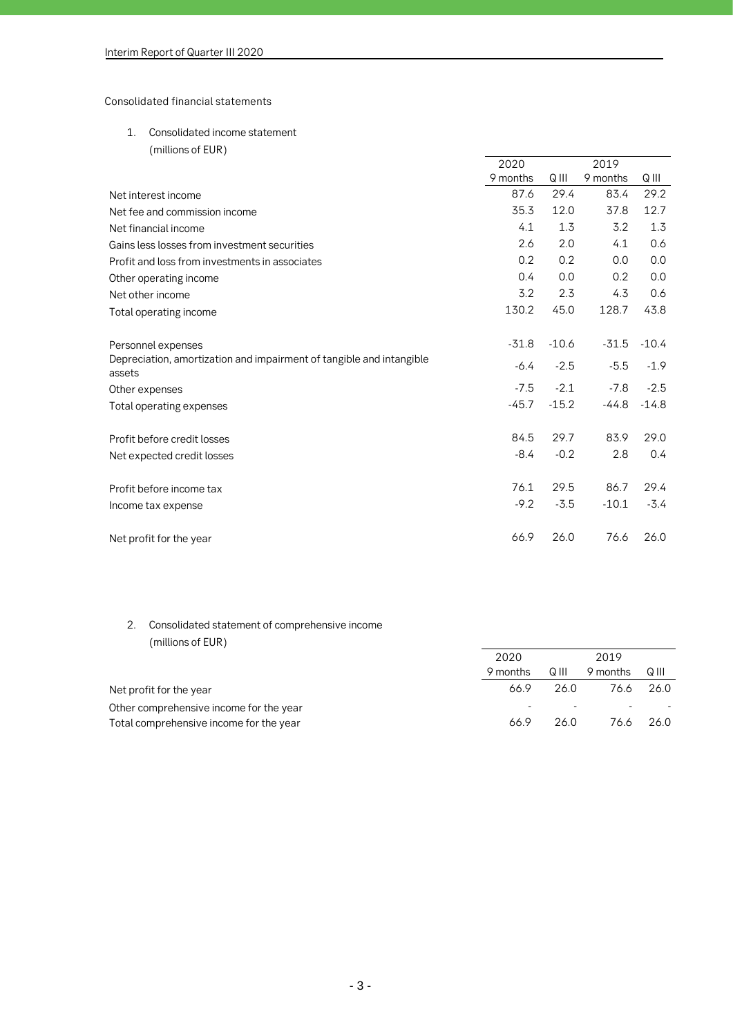Consolidated financial statements

1. Consolidated income statement
   (millions of EUR)

| | 2020 | | 2019 | |
|---|---|---|---|---|
| | 9 months | Q III | 9 months | Q III |
| Net interest income | 87.6 | 29.4 | 83.4 | 29.2 |
| Net fee and commission income | 35.3 | 12.0 | 37.8 | 12.7 |
| Net financial income | 4.1 | 1.3 | 3.2 | 1.3 |
| Gains less losses from investment securities | 2.6 | 2.0 | 4.1 | 0.6 |
| Profit and loss from investments in associates | 0.2 | 0.2 | 0.0 | 0.0 |
| Other operating income | 0.4 | 0.0 | 0.2 | 0.0 |
| Net other income | 3.2 | 2.3 | 4.3 | 0.6 |
| Total operating income | 130.2 | 45.0 | 128.7 | 43.8 |
| | | | | |
| Personnel expenses | -31.8 | -10.6 | -31.5 | -10.4 |
| Depreciation, amortization and impairment of tangible and intangible assets | -6.4 | -2.5 | -5.5 | -1.9 |
| Other expenses | -7.5 | -2.1 | -7.8 | -2.5 |
| Total operating expenses | -45.7 | -15.2 | -44.8 | -14.8 |
| | | | | |
| Profit before credit losses | 84.5 | 29.7 | 83.9 | 29.0 |
| Net expected credit losses | -8.4 | -0.2 | 2.8 | 0.4 |
| | | | | |
| Profit before income tax | 76.1 | 29.5 | 86.7 | 29.4 |
| Income tax expense | -9.2 | -3.5 | -10.1 | -3.4 |
| | | | | |
| Net profit for the year | 66.9 | 26.0 | 76.6 | 26.0 |

2. Consolidated statement of comprehensive income
   (millions of EUR)

| | 2020 | | 2019 | |
|---|---|---|---|---|
| | 9 months | Q III | 9 months | Q III |
| Net profit for the year | 66.9 | 26.0 | 76.6 | 26.0 |
| Other comprehensive income for the year | - | - | - | - |
| Total comprehensive income for the year | 66.9 | 26.0 | 76.6 | 26.0 |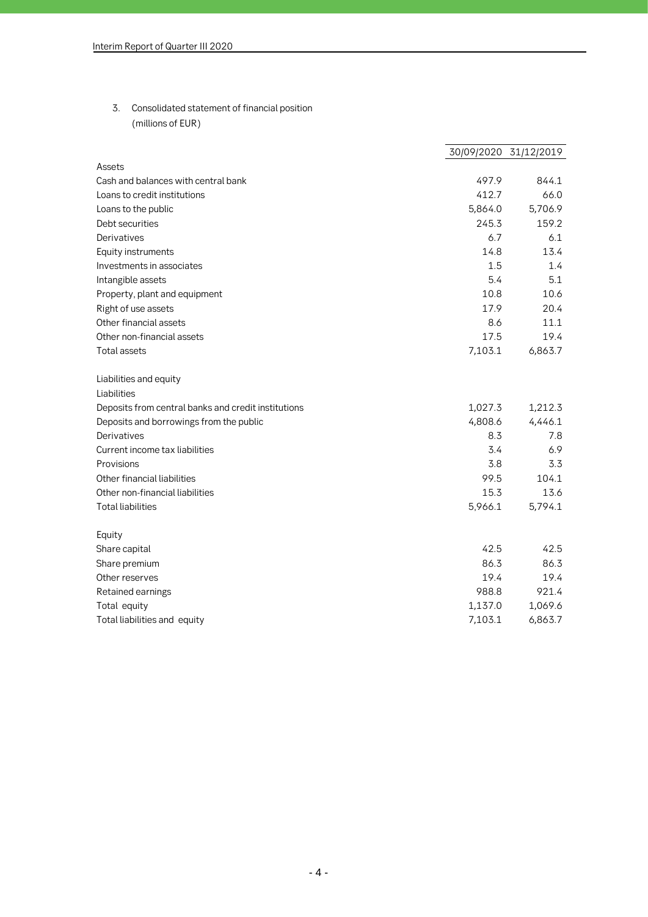3. Consolidated statement of financial position
(millions of EUR)

| | 30/09/2020 | 31/12/2019 |
|---|---|---|
| Assets | | |
| Cash and balances with central bank | 497.9 | 844.1 |
| Loans to credit institutions | 412.7 | 66.0 |
| Loans to the public | 5,864.0 | 5,706.9 |
| Debt securities | 245.3 | 159.2 |
| Derivatives | 6.7 | 6.1 |
| Equity instruments | 14.8 | 13.4 |
| Investments in associates | 1.5 | 1.4 |
| Intangible assets | 5.4 | 5.1 |
| Property, plant and equipment | 10.8 | 10.6 |
| Right of use assets | 17.9 | 20.4 |
| Other financial assets | 8.6 | 11.1 |
| Other non-financial assets | 17.5 | 19.4 |
| Total assets | 7,103.1 | 6,863.7 |
| | | |
| Liabilities and equity | | |
| Liabilities | | |
| Deposits from central banks and credit institutions | 1,027.3 | 1,212.3 |
| Deposits and borrowings from the public | 4,808.6 | 4,446.1 |
| Derivatives | 8.3 | 7.8 |
| Current income tax liabilities | 3.4 | 6.9 |
| Provisions | 3.8 | 3.3 |
| Other financial liabilities | 99.5 | 104.1 |
| Other non-financial liabilities | 15.3 | 13.6 |
| Total liabilities | 5,966.1 | 5,794.1 |
| | | |
| Equity | | |
| Share capital | 42.5 | 42.5 |
| Share premium | 86.3 | 86.3 |
| Other reserves | 19.4 | 19.4 |
| Retained earnings | 988.8 | 921.4 |
| Total equity | 1,137.0 | 1,069.6 |
| Total liabilities and equity | 7,103.1 | 6,863.7 |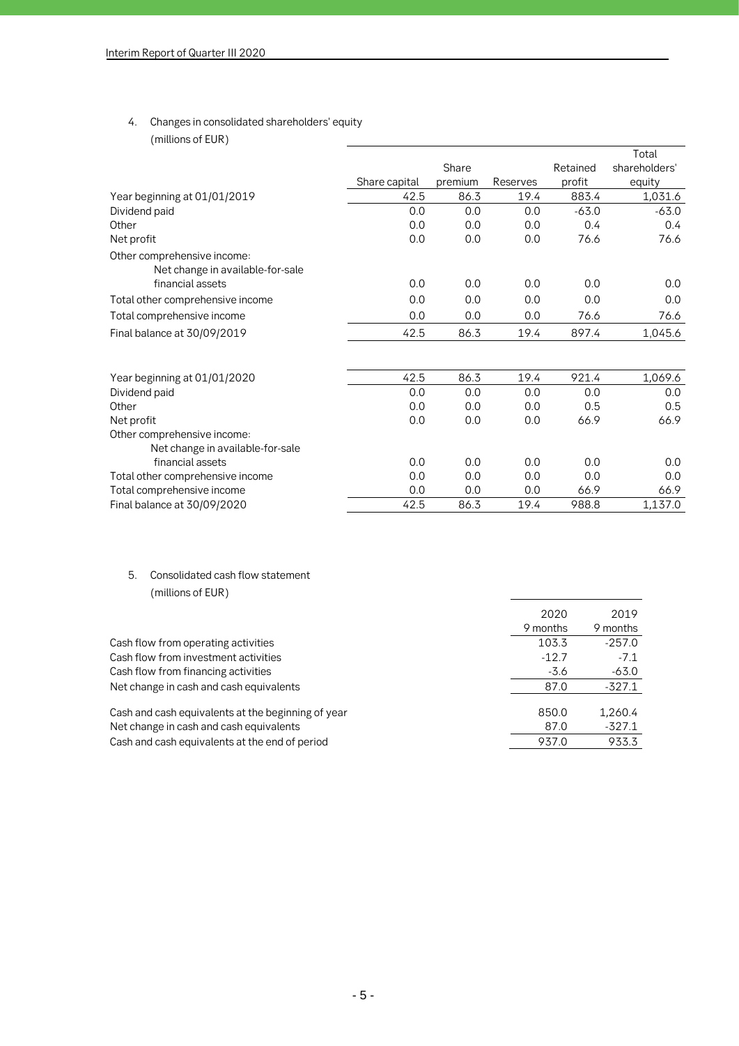## 4. Changes in consolidated shareholders' equity

(millions of EUR)

| | Share capital | Share premium | Reserves | Retained profit | Total shareholders' equity |
|---|---|---|---|---|---|
| Year beginning at 01/01/2019 | 42.5 | 86.3 | 19.4 | 883.4 | 1,031.6 |
| Dividend paid | 0.0 | 0.0 | 0.0 | -63.0 | -63.0 |
| Other | 0.0 | 0.0 | 0.0 | 0.4 | 0.4 |
| Net profit | 0.0 | 0.0 | 0.0 | 76.6 | 76.6 |
| Other comprehensive income: | | | | | |
| Net change in available-for-sale financial assets | 0.0 | 0.0 | 0.0 | 0.0 | 0.0 |
| Total other comprehensive income | 0.0 | 0.0 | 0.0 | 0.0 | 0.0 |
| Total comprehensive income | 0.0 | 0.0 | 0.0 | 76.6 | 76.6 |
| Final balance at 30/09/2019 | 42.5 | 86.3 | 19.4 | 897.4 | 1,045.6 |
| | | | | | |
| Year beginning at 01/01/2020 | 42.5 | 86.3 | 19.4 | 921.4 | 1,069.6 |
| Dividend paid | 0.0 | 0.0 | 0.0 | 0.0 | 0.0 |
| Other | 0.0 | 0.0 | 0.0 | 0.5 | 0.5 |
| Net profit | 0.0 | 0.0 | 0.0 | 66.9 | 66.9 |
| Other comprehensive income: | | | | | |
| Net change in available-for-sale financial assets | 0.0 | 0.0 | 0.0 | 0.0 | 0.0 |
| Total other comprehensive income | 0.0 | 0.0 | 0.0 | 0.0 | 0.0 |
| Total comprehensive income | 0.0 | 0.0 | 0.0 | 66.9 | 66.9 |
| Final balance at 30/09/2020 | 42.5 | 86.3 | 19.4 | 988.8 | 1,137.0 |

## 5. Consolidated cash flow statement

(millions of EUR)

| | 2020 9 months | 2019 9 months |
|---|---|---|
| Cash flow from operating activities | 103.3 | -257.0 |
| Cash flow from investment activities | -12.7 | -7.1 |
| Cash flow from financing activities | -3.6 | -63.0 |
| Net change in cash and cash equivalents | 87.0 | -327.1 |
| | | |
| Cash and cash equivalents at the beginning of year | 850.0 | 1,260.4 |
| Net change in cash and cash equivalents | 87.0 | -327.1 |
| Cash and cash equivalents at the end of period | 937.0 | 933.3 |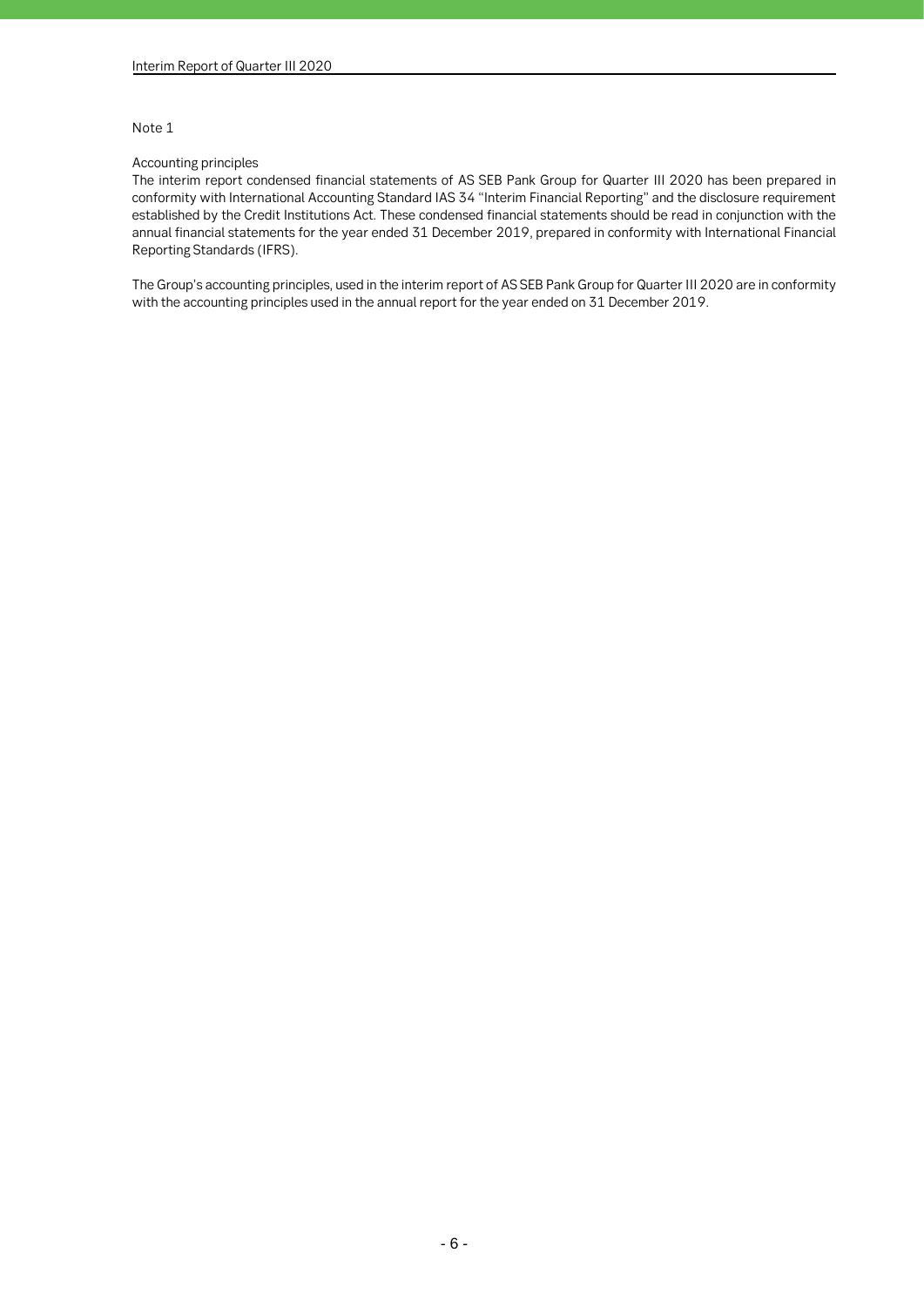Note 1

Accounting principles

The interim report condensed financial statements of AS SEB Pank Group for Quarter III 2020 has been prepared in conformity with International Accounting Standard IAS 34 "Interim Financial Reporting" and the disclosure requirement established by the Credit Institutions Act. These condensed financial statements should be read in conjunction with the annual financial statements for the year ended 31 December 2019, prepared in conformity with International Financial Reporting Standards (IFRS).

The Group's accounting principles, used in the interim report of AS SEB Pank Group for Quarter III 2020 are in conformity with the accounting principles used in the annual report for the year ended on 31 December 2019.